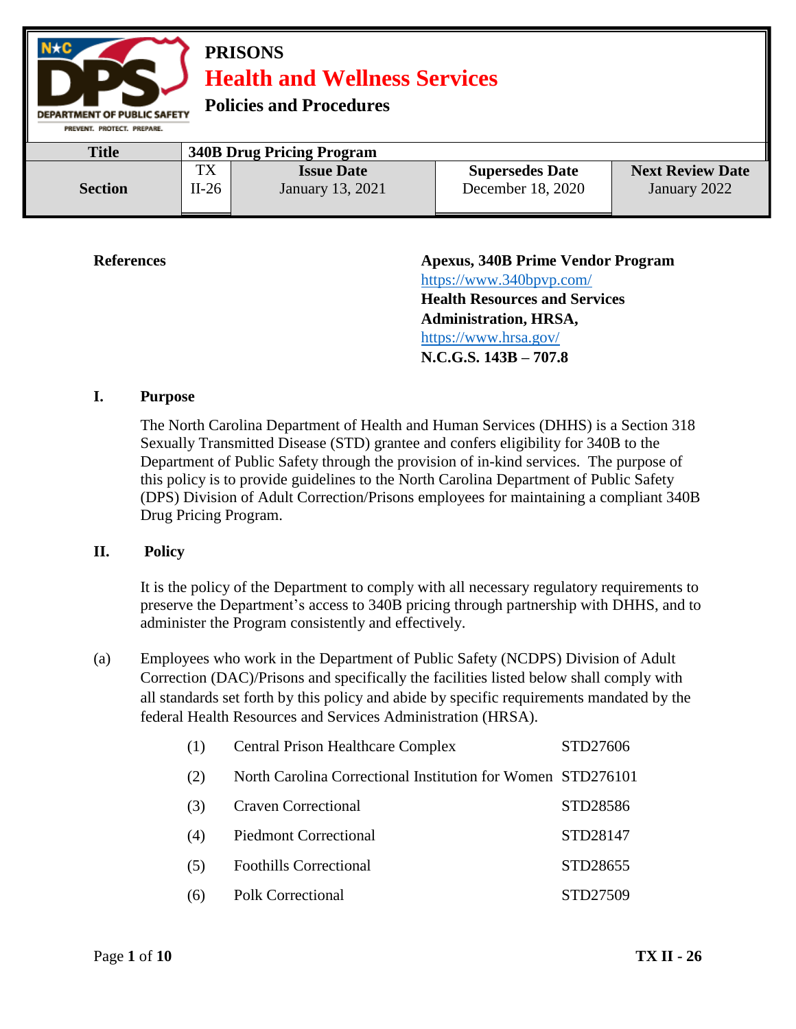**PRISONS**

**Health and Wellness Services**

**Policies and Procedures**

| Title | 340B Drug Pricing Program | | | |
|---|---|---|---|---|
| **Section** | TX II-26 | **Issue Date** January 13, 2021 | **Supersedes Date** December 18, 2020 | **Next Review Date** January 2022 |

**References**

**Apexus, 340B Prime Vendor Program**
https://www.340bpvp.com/
**Health Resources and Services Administration, HRSA,**
https://www.hrsa.gov/
**N.C.G.S. 143B – 707.8**

## I. Purpose

The North Carolina Department of Health and Human Services (DHHS) is a Section 318 Sexually Transmitted Disease (STD) grantee and confers eligibility for 340B to the Department of Public Safety through the provision of in-kind services. The purpose of this policy is to provide guidelines to the North Carolina Department of Public Safety (DPS) Division of Adult Correction/Prisons employees for maintaining a compliant 340B Drug Pricing Program.

## II. Policy

It is the policy of the Department to comply with all necessary regulatory requirements to preserve the Department's access to 340B pricing through partnership with DHHS, and to administer the Program consistently and effectively.

(a) Employees who work in the Department of Public Safety (NCDPS) Division of Adult Correction (DAC)/Prisons and specifically the facilities listed below shall comply with all standards set forth by this policy and abide by specific requirements mandated by the federal Health Resources and Services Administration (HRSA).

(1) Central Prison Healthcare Complex — STD27606

(2) North Carolina Correctional Institution for Women — STD276101

(3) Craven Correctional — STD28586

(4) Piedmont Correctional — STD28147

(5) Foothills Correctional — STD28655

(6) Polk Correctional — STD27509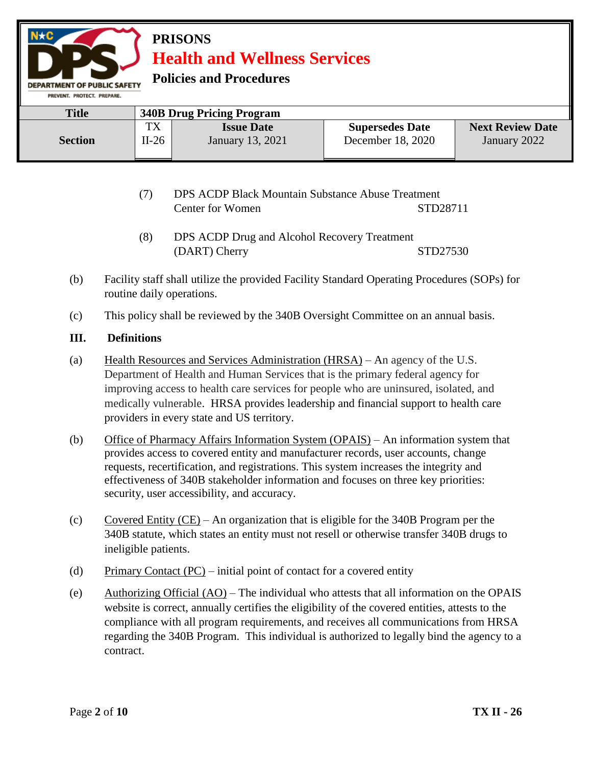(7) DPS ACDP Black Mountain Substance Abuse Treatment Center for Women STD28711

(8) DPS ACDP Drug and Alcohol Recovery Treatment (DART) Cherry STD27530

(b) Facility staff shall utilize the provided Facility Standard Operating Procedures (SOPs) for routine daily operations.

(c) This policy shall be reviewed by the 340B Oversight Committee on an annual basis.

## III. Definitions

(a) Health Resources and Services Administration (HRSA) – An agency of the U.S. Department of Health and Human Services that is the primary federal agency for improving access to health care services for people who are uninsured, isolated, and medically vulnerable. HRSA provides leadership and financial support to health care providers in every state and US territory.

(b) Office of Pharmacy Affairs Information System (OPAIS) – An information system that provides access to covered entity and manufacturer records, user accounts, change requests, recertification, and registrations. This system increases the integrity and effectiveness of 340B stakeholder information and focuses on three key priorities: security, user accessibility, and accuracy.

(c) Covered Entity (CE) – An organization that is eligible for the 340B Program per the 340B statute, which states an entity must not resell or otherwise transfer 340B drugs to ineligible patients.

(d) Primary Contact (PC) – initial point of contact for a covered entity

(e) Authorizing Official (AO) – The individual who attests that all information on the OPAIS website is correct, annually certifies the eligibility of the covered entities, attests to the compliance with all program requirements, and receives all communications from HRSA regarding the 340B Program. This individual is authorized to legally bind the agency to a contract.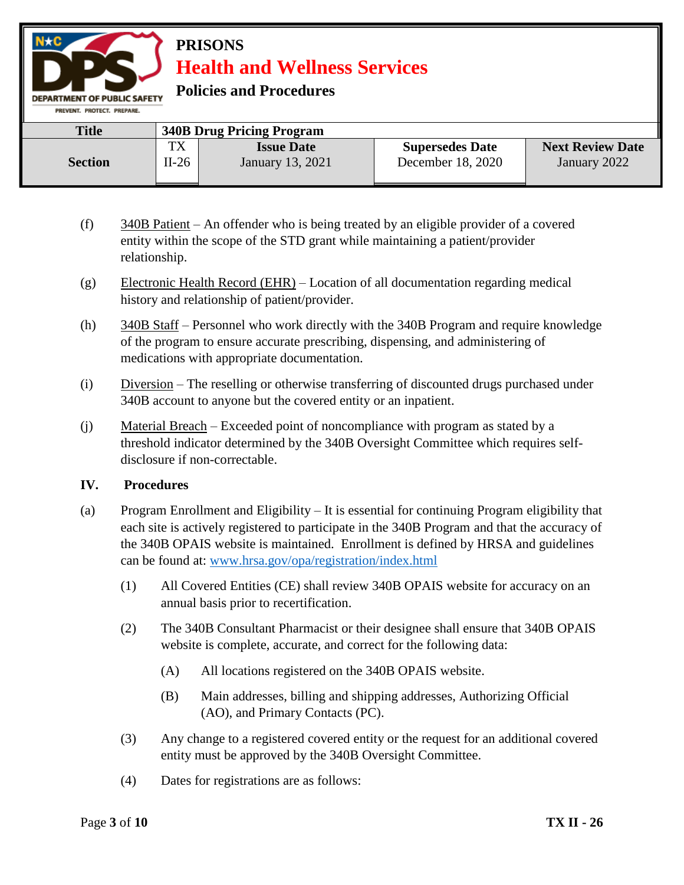(f) 340B Patient – An offender who is being treated by an eligible provider of a covered entity within the scope of the STD grant while maintaining a patient/provider relationship.

(g) Electronic Health Record (EHR) – Location of all documentation regarding medical history and relationship of patient/provider.

(h) 340B Staff – Personnel who work directly with the 340B Program and require knowledge of the program to ensure accurate prescribing, dispensing, and administering of medications with appropriate documentation.

(i) Diversion – The reselling or otherwise transferring of discounted drugs purchased under 340B account to anyone but the covered entity or an inpatient.

(j) Material Breach – Exceeded point of noncompliance with program as stated by a threshold indicator determined by the 340B Oversight Committee which requires self-disclosure if non-correctable.

## IV. Procedures

(a) Program Enrollment and Eligibility – It is essential for continuing Program eligibility that each site is actively registered to participate in the 340B Program and that the accuracy of the 340B OPAIS website is maintained. Enrollment is defined by HRSA and guidelines can be found at: [www.hrsa.gov/opa/registration/index.html](http://www.hrsa.gov/opa/registration/index.html)

- (1) All Covered Entities (CE) shall review 340B OPAIS website for accuracy on an annual basis prior to recertification.
- (2) The 340B Consultant Pharmacist or their designee shall ensure that 340B OPAIS website is complete, accurate, and correct for the following data:
  - (A) All locations registered on the 340B OPAIS website.
  - (B) Main addresses, billing and shipping addresses, Authorizing Official (AO), and Primary Contacts (PC).
- (3) Any change to a registered covered entity or the request for an additional covered entity must be approved by the 340B Oversight Committee.
- (4) Dates for registrations are as follows: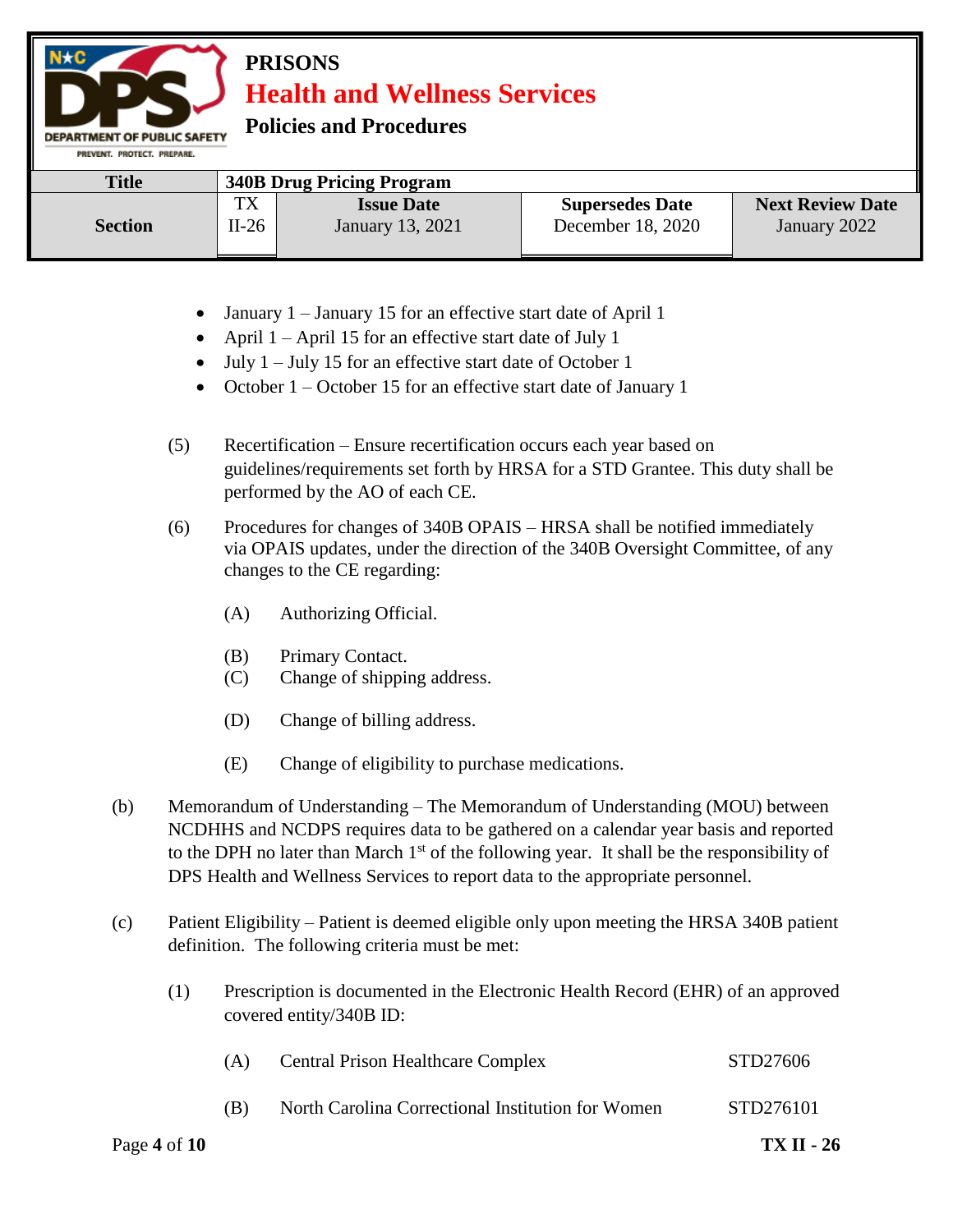- January 1 – January 15 for an effective start date of April 1
- April 1 – April 15 for an effective start date of July 1
- July 1 – July 15 for an effective start date of October 1
- October 1 – October 15 for an effective start date of January 1

(5) Recertification – Ensure recertification occurs each year based on guidelines/requirements set forth by HRSA for a STD Grantee. This duty shall be performed by the AO of each CE.

(6) Procedures for changes of 340B OPAIS – HRSA shall be notified immediately via OPAIS updates, under the direction of the 340B Oversight Committee, of any changes to the CE regarding:

(A) Authorizing Official.

(B) Primary Contact.

(C) Change of shipping address.

(D) Change of billing address.

(E) Change of eligibility to purchase medications.

(b) Memorandum of Understanding – The Memorandum of Understanding (MOU) between NCDHHS and NCDPS requires data to be gathered on a calendar year basis and reported to the DPH no later than March 1st of the following year. It shall be the responsibility of DPS Health and Wellness Services to report data to the appropriate personnel.

(c) Patient Eligibility – Patient is deemed eligible only upon meeting the HRSA 340B patient definition. The following criteria must be met:

(1) Prescription is documented in the Electronic Health Record (EHR) of an approved covered entity/340B ID:

(A) Central Prison Healthcare Complex — STD27606

(B) North Carolina Correctional Institution for Women — STD276101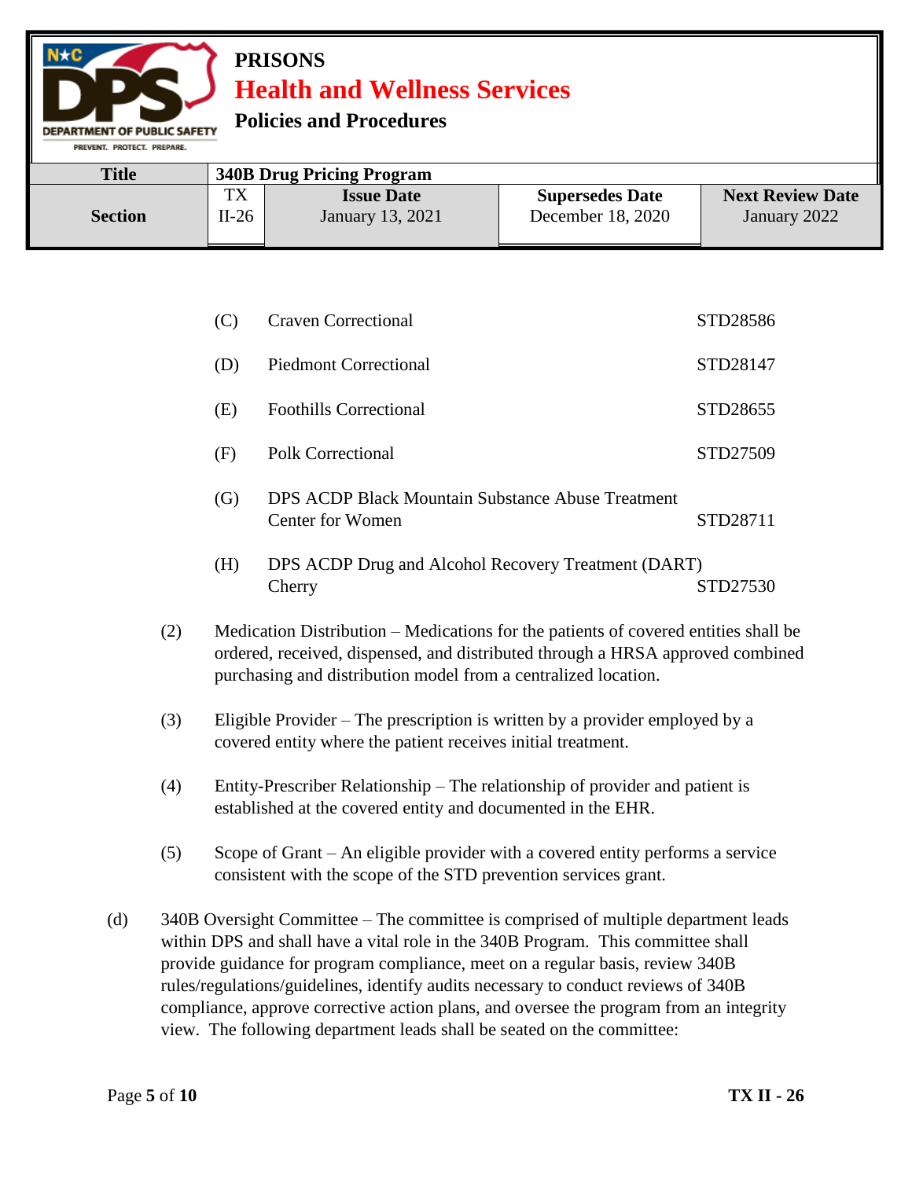(C) Craven Correctional STD28586

(D) Piedmont Correctional STD28147

(E) Foothills Correctional STD28655

(F) Polk Correctional STD27509

(G) DPS ACDP Black Mountain Substance Abuse Treatment Center for Women STD28711

(H) DPS ACDP Drug and Alcohol Recovery Treatment (DART) Cherry STD27530

(2) Medication Distribution – Medications for the patients of covered entities shall be ordered, received, dispensed, and distributed through a HRSA approved combined purchasing and distribution model from a centralized location.

(3) Eligible Provider – The prescription is written by a provider employed by a covered entity where the patient receives initial treatment.

(4) Entity-Prescriber Relationship – The relationship of provider and patient is established at the covered entity and documented in the EHR.

(5) Scope of Grant – An eligible provider with a covered entity performs a service consistent with the scope of the STD prevention services grant.

(d) 340B Oversight Committee – The committee is comprised of multiple department leads within DPS and shall have a vital role in the 340B Program. This committee shall provide guidance for program compliance, meet on a regular basis, review 340B rules/regulations/guidelines, identify audits necessary to conduct reviews of 340B compliance, approve corrective action plans, and oversee the program from an integrity view. The following department leads shall be seated on the committee: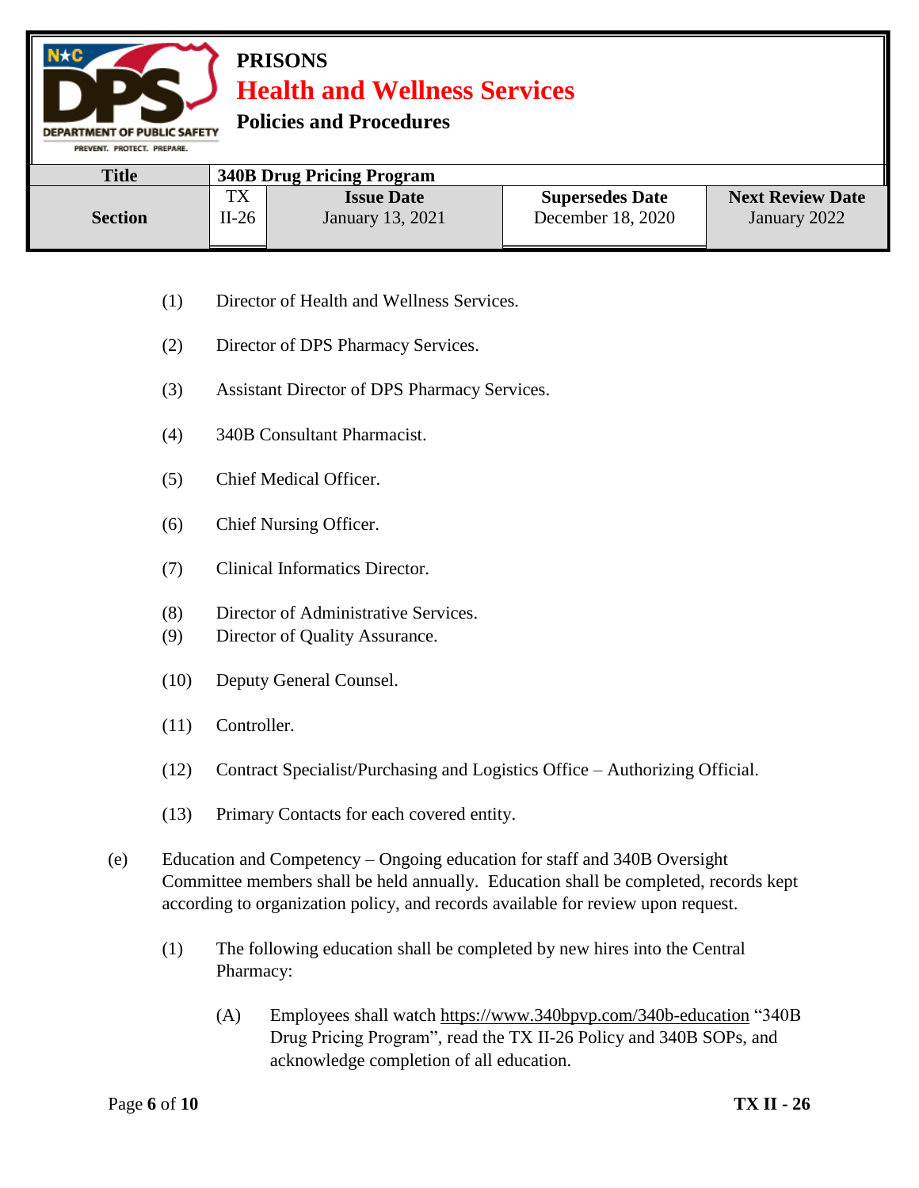(1) Director of Health and Wellness Services.

(2) Director of DPS Pharmacy Services.

(3) Assistant Director of DPS Pharmacy Services.

(4) 340B Consultant Pharmacist.

(5) Chief Medical Officer.

(6) Chief Nursing Officer.

(7) Clinical Informatics Director.

(8) Director of Administrative Services.

(9) Director of Quality Assurance.

(10) Deputy General Counsel.

(11) Controller.

(12) Contract Specialist/Purchasing and Logistics Office – Authorizing Official.

(13) Primary Contacts for each covered entity.

(e) Education and Competency – Ongoing education for staff and 340B Oversight Committee members shall be held annually. Education shall be completed, records kept according to organization policy, and records available for review upon request.

(1) The following education shall be completed by new hires into the Central Pharmacy:

(A) Employees shall watch https://www.340bpvp.com/340b-education "340B Drug Pricing Program", read the TX II-26 Policy and 340B SOPs, and acknowledge completion of all education.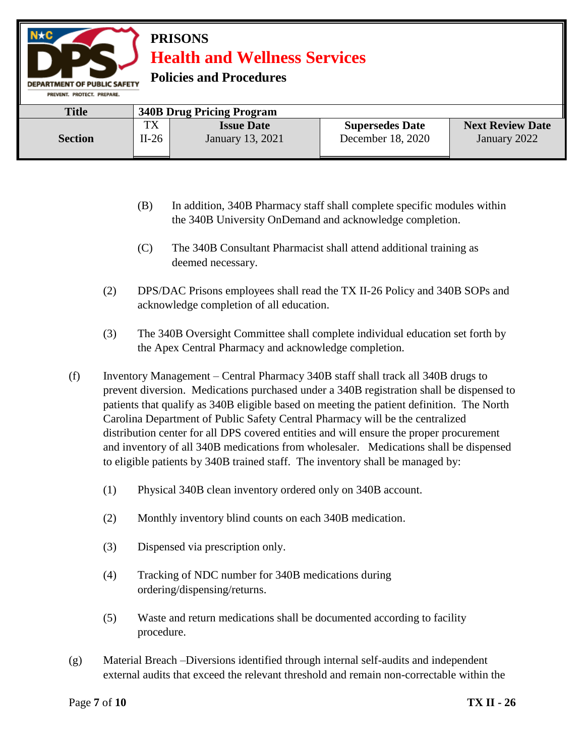(B) In addition, 340B Pharmacy staff shall complete specific modules within the 340B University OnDemand and acknowledge completion.

(C) The 340B Consultant Pharmacist shall attend additional training as deemed necessary.

(2) DPS/DAC Prisons employees shall read the TX II-26 Policy and 340B SOPs and acknowledge completion of all education.

(3) The 340B Oversight Committee shall complete individual education set forth by the Apex Central Pharmacy and acknowledge completion.

(f) Inventory Management – Central Pharmacy 340B staff shall track all 340B drugs to prevent diversion. Medications purchased under a 340B registration shall be dispensed to patients that qualify as 340B eligible based on meeting the patient definition. The North Carolina Department of Public Safety Central Pharmacy will be the centralized distribution center for all DPS covered entities and will ensure the proper procurement and inventory of all 340B medications from wholesaler. Medications shall be dispensed to eligible patients by 340B trained staff. The inventory shall be managed by:

(1) Physical 340B clean inventory ordered only on 340B account.

(2) Monthly inventory blind counts on each 340B medication.

(3) Dispensed via prescription only.

(4) Tracking of NDC number for 340B medications during ordering/dispensing/returns.

(5) Waste and return medications shall be documented according to facility procedure.

(g) Material Breach –Diversions identified through internal self-audits and independent external audits that exceed the relevant threshold and remain non-correctable within the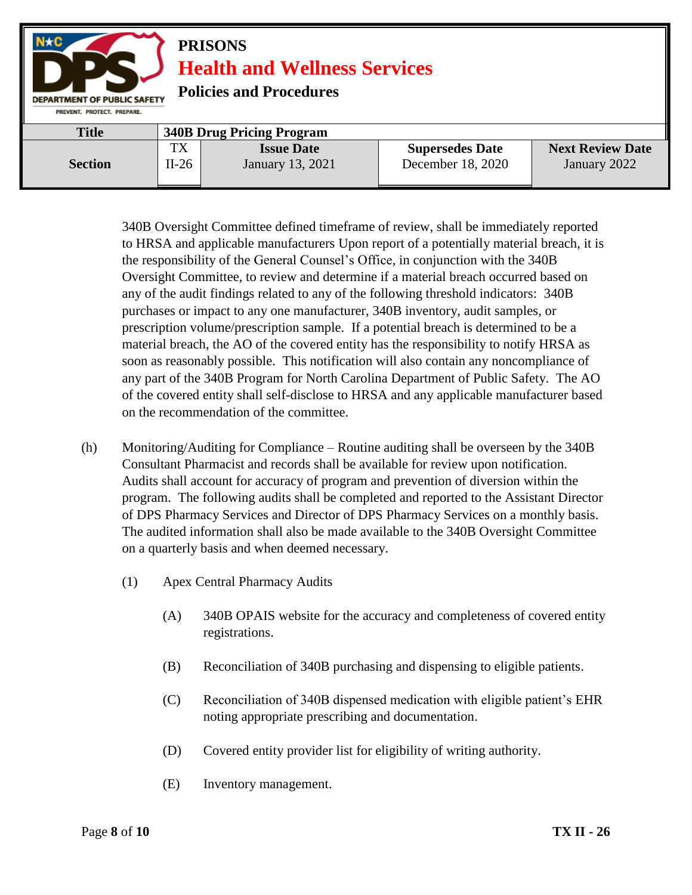340B Oversight Committee defined timeframe of review, shall be immediately reported to HRSA and applicable manufacturers Upon report of a potentially material breach, it is the responsibility of the General Counsel's Office, in conjunction with the 340B Oversight Committee, to review and determine if a material breach occurred based on any of the audit findings related to any of the following threshold indicators: 340B purchases or impact to any one manufacturer, 340B inventory, audit samples, or prescription volume/prescription sample. If a potential breach is determined to be a material breach, the AO of the covered entity has the responsibility to notify HRSA as soon as reasonably possible. This notification will also contain any noncompliance of any part of the 340B Program for North Carolina Department of Public Safety. The AO of the covered entity shall self-disclose to HRSA and any applicable manufacturer based on the recommendation of the committee.

(h) Monitoring/Auditing for Compliance – Routine auditing shall be overseen by the 340B Consultant Pharmacist and records shall be available for review upon notification. Audits shall account for accuracy of program and prevention of diversion within the program. The following audits shall be completed and reported to the Assistant Director of DPS Pharmacy Services and Director of DPS Pharmacy Services on a monthly basis. The audited information shall also be made available to the 340B Oversight Committee on a quarterly basis and when deemed necessary.

(1) Apex Central Pharmacy Audits

(A) 340B OPAIS website for the accuracy and completeness of covered entity registrations.

(B) Reconciliation of 340B purchasing and dispensing to eligible patients.

(C) Reconciliation of 340B dispensed medication with eligible patient's EHR noting appropriate prescribing and documentation.

(D) Covered entity provider list for eligibility of writing authority.

(E) Inventory management.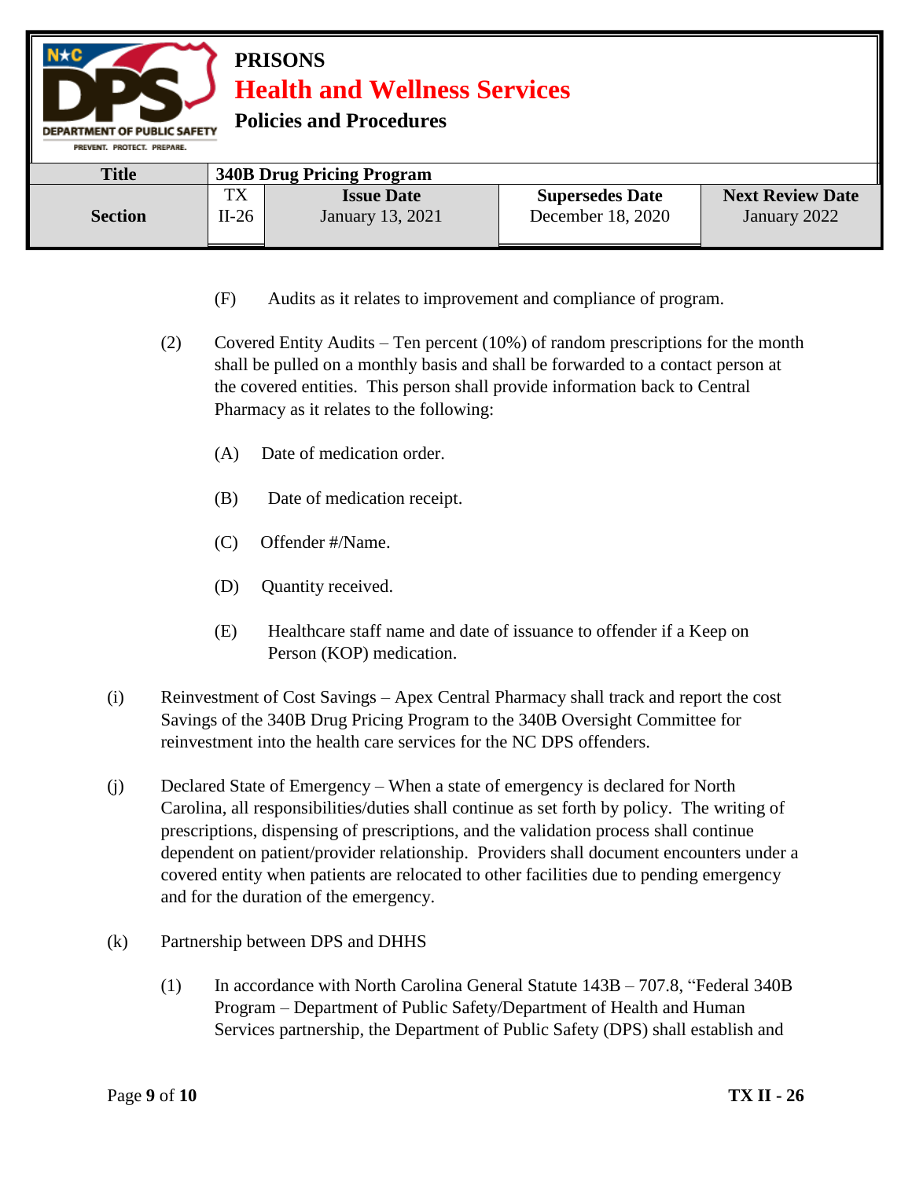(F) Audits as it relates to improvement and compliance of program.

(2) Covered Entity Audits – Ten percent (10%) of random prescriptions for the month shall be pulled on a monthly basis and shall be forwarded to a contact person at the covered entities. This person shall provide information back to Central Pharmacy as it relates to the following:

(A) Date of medication order.

(B) Date of medication receipt.

(C) Offender #/Name.

(D) Quantity received.

(E) Healthcare staff name and date of issuance to offender if a Keep on Person (KOP) medication.

(i) Reinvestment of Cost Savings – Apex Central Pharmacy shall track and report the cost Savings of the 340B Drug Pricing Program to the 340B Oversight Committee for reinvestment into the health care services for the NC DPS offenders.

(j) Declared State of Emergency – When a state of emergency is declared for North Carolina, all responsibilities/duties shall continue as set forth by policy. The writing of prescriptions, dispensing of prescriptions, and the validation process shall continue dependent on patient/provider relationship. Providers shall document encounters under a covered entity when patients are relocated to other facilities due to pending emergency and for the duration of the emergency.

(k) Partnership between DPS and DHHS

(1) In accordance with North Carolina General Statute 143B – 707.8, "Federal 340B Program – Department of Public Safety/Department of Health and Human Services partnership, the Department of Public Safety (DPS) shall establish and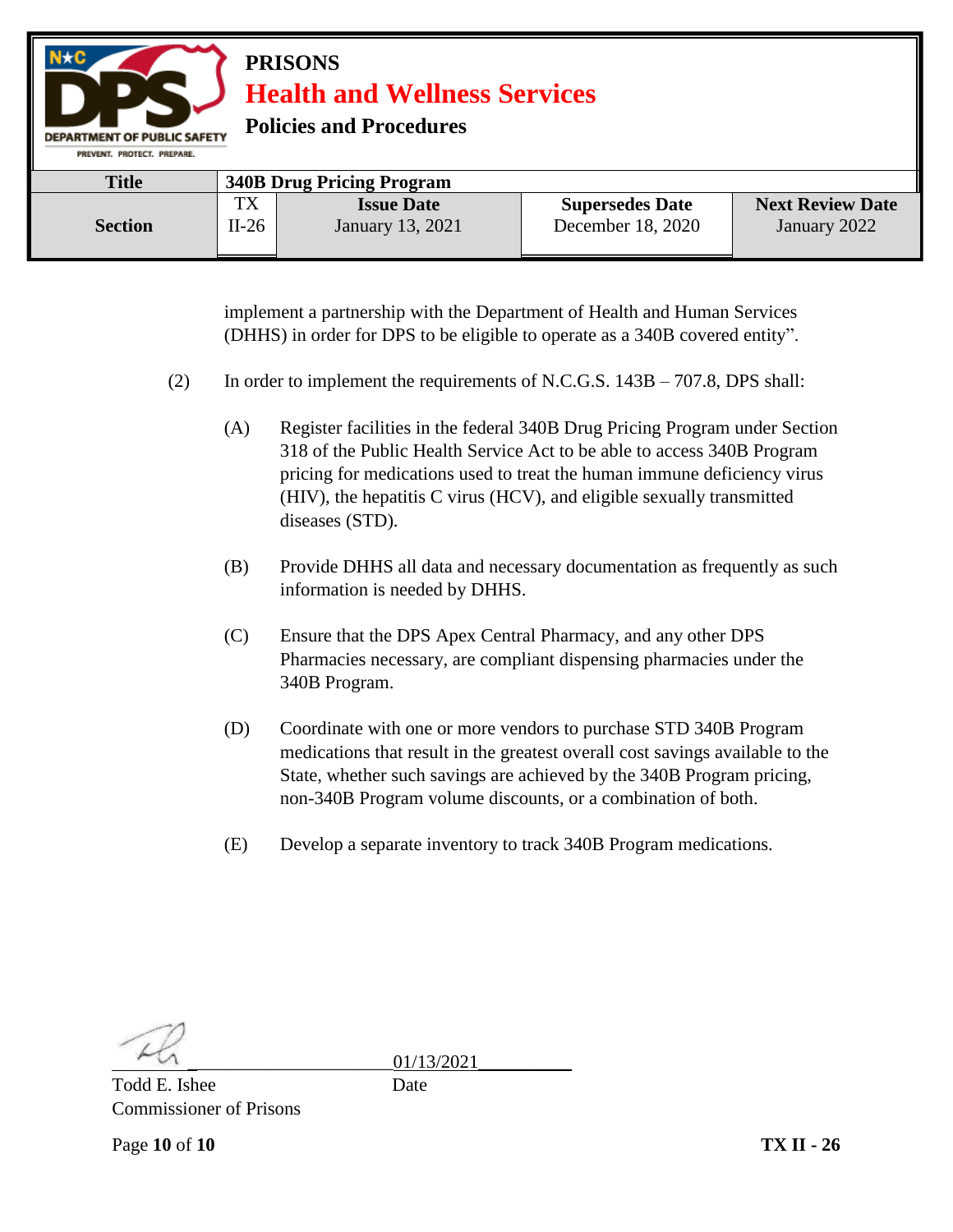implement a partnership with the Department of Health and Human Services (DHHS) in order for DPS to be eligible to operate as a 340B covered entity".

(2) In order to implement the requirements of N.C.G.S. 143B – 707.8, DPS shall:

(A) Register facilities in the federal 340B Drug Pricing Program under Section 318 of the Public Health Service Act to be able to access 340B Program pricing for medications used to treat the human immune deficiency virus (HIV), the hepatitis C virus (HCV), and eligible sexually transmitted diseases (STD).

(B) Provide DHHS all data and necessary documentation as frequently as such information is needed by DHHS.

(C) Ensure that the DPS Apex Central Pharmacy, and any other DPS Pharmacies necessary, are compliant dispensing pharmacies under the 340B Program.

(D) Coordinate with one or more vendors to purchase STD 340B Program medications that result in the greatest overall cost savings available to the State, whether such savings are achieved by the 340B Program pricing, non-340B Program volume discounts, or a combination of both.

(E) Develop a separate inventory to track 340B Program medications.

____________________ 01/13/2021__________

Todd E. Ishee
Commissioner of Prisons

Date